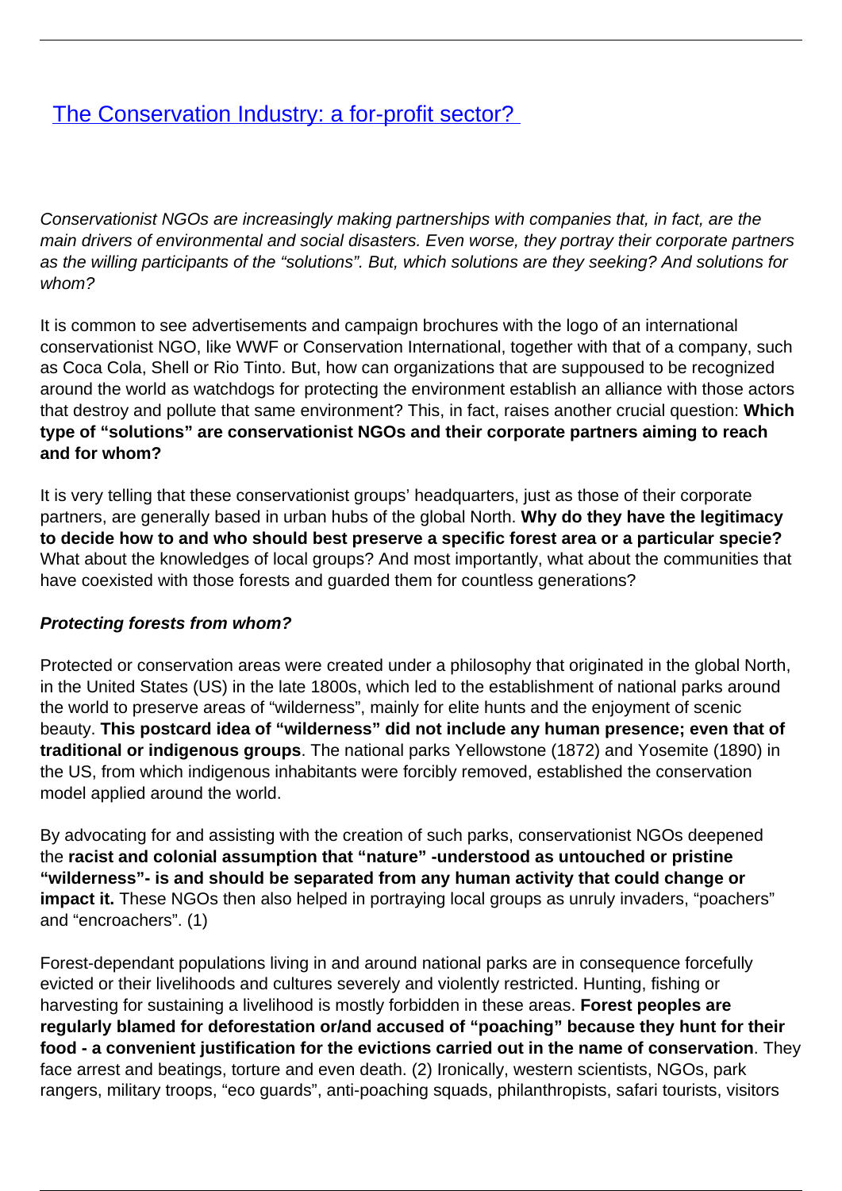# [The Conservation Industry: a for-profit sector?](#)

*Conservationist NGOs are increasingly making partnerships with companies that, in fact, are the main drivers of environmental and social disasters. Even worse, they portray their corporate partners as the willing participants of the "solutions". But, which solutions are they seeking? And solutions for whom?*

It is common to see advertisements and campaign brochures with the logo of an international conservationist NGO, like WWF or Conservation International, together with that of a company, such as Coca Cola, Shell or Rio Tinto. But, how can organizations that are suppoused to be recognized around the world as watchdogs for protecting the environment establish an alliance with those actors that destroy and pollute that same environment? This, in fact, raises another crucial question: **Which type of "solutions" are conservationist NGOs and their corporate partners aiming to reach and for whom?**

It is very telling that these conservationist groups' headquarters, just as those of their corporate partners, are generally based in urban hubs of the global North. **Why do they have the legitimacy to decide how to and who should best preserve a specific forest area or a particular specie?** What about the knowledges of local groups? And most importantly, what about the communities that have coexisted with those forests and guarded them for countless generations?

***Protecting forests from whom?***

Protected or conservation areas were created under a philosophy that originated in the global North, in the United States (US) in the late 1800s, which led to the establishment of national parks around the world to preserve areas of "wilderness", mainly for elite hunts and the enjoyment of scenic beauty. **This postcard idea of "wilderness" did not include any human presence; even that of traditional or indigenous groups**. The national parks Yellowstone (1872) and Yosemite (1890) in the US, from which indigenous inhabitants were forcibly removed, established the conservation model applied around the world.

By advocating for and assisting with the creation of such parks, conservationist NGOs deepened the **racist and colonial assumption that "nature" -understood as untouched or pristine "wilderness"- is and should be separated from any human activity that could change or impact it.** These NGOs then also helped in portraying local groups as unruly invaders, "poachers" and "encroachers". (1)

Forest-dependant populations living in and around national parks are in consequence forcefully evicted or their livelihoods and cultures severely and violently restricted. Hunting, fishing or harvesting for sustaining a livelihood is mostly forbidden in these areas. **Forest peoples are regularly blamed for deforestation or/and accused of "poaching" because they hunt for their food - a convenient justification for the evictions carried out in the name of conservation**. They face arrest and beatings, torture and even death. (2) Ironically, western scientists, NGOs, park rangers, military troops, "eco guards", anti-poaching squads, philanthropists, safari tourists, visitors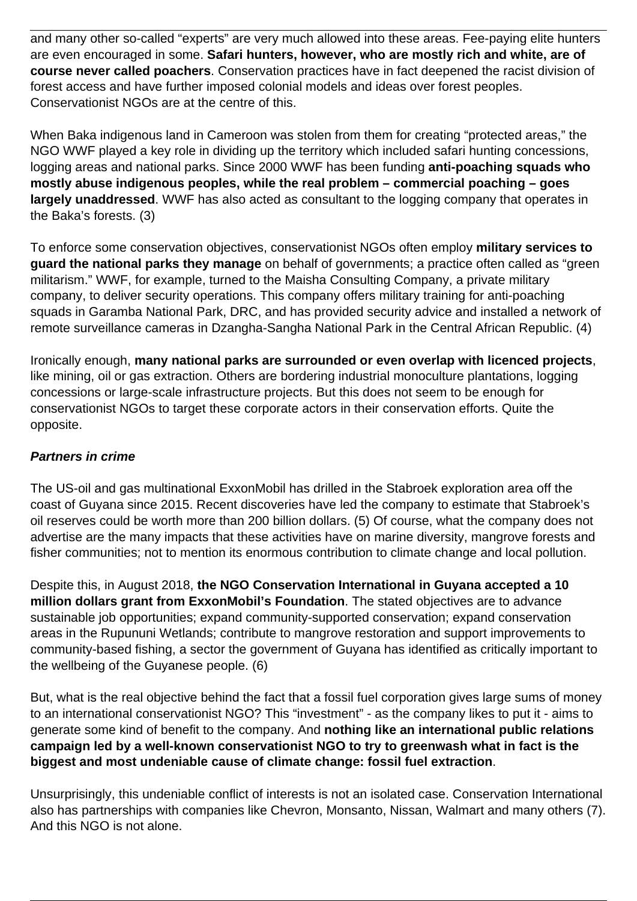and many other so-called “experts” are very much allowed into these areas. Fee-paying elite hunters are even encouraged in some. **Safari hunters, however, who are mostly rich and white, are of course never called poachers**. Conservation practices have in fact deepened the racist division of forest access and have further imposed colonial models and ideas over forest peoples. Conservationist NGOs are at the centre of this.

When Baka indigenous land in Cameroon was stolen from them for creating “protected areas,” the NGO WWF played a key role in dividing up the territory which included safari hunting concessions, logging areas and national parks. Since 2000 WWF has been funding **anti-poaching squads who mostly abuse indigenous peoples, while the real problem – commercial poaching – goes largely unaddressed**. WWF has also acted as consultant to the logging company that operates in the Baka’s forests. (3)

To enforce some conservation objectives, conservationist NGOs often employ **military services to guard the national parks they manage** on behalf of governments; a practice often called as “green militarism.” WWF, for example, turned to the Maisha Consulting Company, a private military company, to deliver security operations. This company offers military training for anti-poaching squads in Garamba National Park, DRC, and has provided security advice and installed a network of remote surveillance cameras in Dzangha-Sangha National Park in the Central African Republic. (4)

Ironically enough, **many national parks are surrounded or even overlap with licenced projects**, like mining, oil or gas extraction. Others are bordering industrial monoculture plantations, logging concessions or large-scale infrastructure projects. But this does not seem to be enough for conservationist NGOs to target these corporate actors in their conservation efforts. Quite the opposite.

***Partners in crime***

The US-oil and gas multinational ExxonMobil has drilled in the Stabroek exploration area off the coast of Guyana since 2015. Recent discoveries have led the company to estimate that Stabroek’s oil reserves could be worth more than 200 billion dollars. (5) Of course, what the company does not advertise are the many impacts that these activities have on marine diversity, mangrove forests and fisher communities; not to mention its enormous contribution to climate change and local pollution.

Despite this, in August 2018, **the NGO Conservation International in Guyana accepted a 10 million dollars grant from ExxonMobil’s Foundation**. The stated objectives are to advance sustainable job opportunities; expand community-supported conservation; expand conservation areas in the Rupununi Wetlands; contribute to mangrove restoration and support improvements to community-based fishing, a sector the government of Guyana has identified as critically important to the wellbeing of the Guyanese people. (6)

But, what is the real objective behind the fact that a fossil fuel corporation gives large sums of money to an international conservationist NGO? This “investment” - as the company likes to put it - aims to generate some kind of benefit to the company. And **nothing like an international public relations campaign led by a well-known conservationist NGO to try to greenwash what in fact is the biggest and most undeniable cause of climate change: fossil fuel extraction**.

Unsurprisingly, this undeniable conflict of interests is not an isolated case. Conservation International also has partnerships with companies like Chevron, Monsanto, Nissan, Walmart and many others (7). And this NGO is not alone.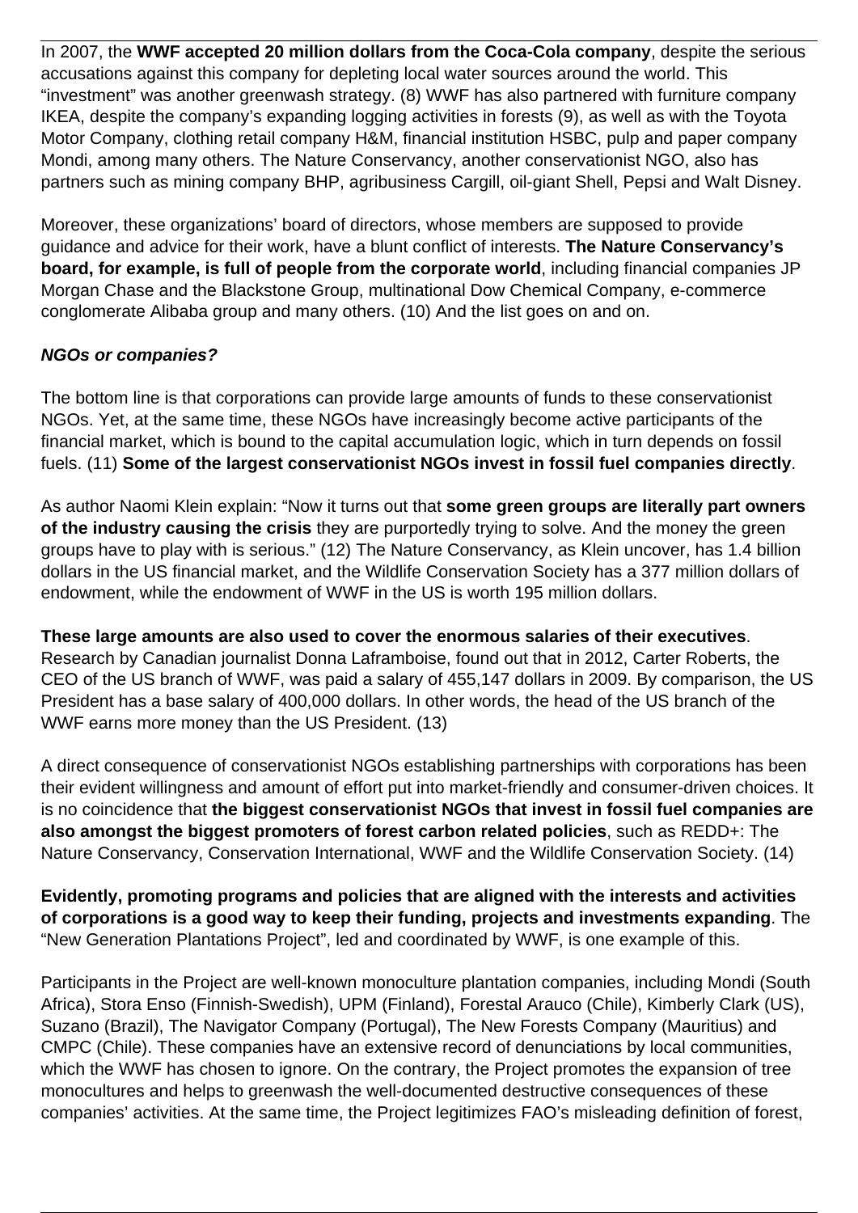In 2007, the **WWF accepted 20 million dollars from the Coca-Cola company**, despite the serious accusations against this company for depleting local water sources around the world. This "investment" was another greenwash strategy. (8) WWF has also partnered with furniture company IKEA, despite the company's expanding logging activities in forests (9), as well as with the Toyota Motor Company, clothing retail company H&M, financial institution HSBC, pulp and paper company Mondi, among many others. The Nature Conservancy, another conservationist NGO, also has partners such as mining company BHP, agribusiness Cargill, oil-giant Shell, Pepsi and Walt Disney.

Moreover, these organizations' board of directors, whose members are supposed to provide guidance and advice for their work, have a blunt conflict of interests. **The Nature Conservancy's board, for example, is full of people from the corporate world**, including financial companies JP Morgan Chase and the Blackstone Group, multinational Dow Chemical Company, e-commerce conglomerate Alibaba group and many others. (10) And the list goes on and on.

***NGOs or companies?***

The bottom line is that corporations can provide large amounts of funds to these conservationist NGOs. Yet, at the same time, these NGOs have increasingly become active participants of the financial market, which is bound to the capital accumulation logic, which in turn depends on fossil fuels. (11) **Some of the largest conservationist NGOs invest in fossil fuel companies directly**.

As author Naomi Klein explain: "Now it turns out that **some green groups are literally part owners of the industry causing the crisis** they are purportedly trying to solve. And the money the green groups have to play with is serious." (12) The Nature Conservancy, as Klein uncover, has 1.4 billion dollars in the US financial market, and the Wildlife Conservation Society has a 377 million dollars of endowment, while the endowment of WWF in the US is worth 195 million dollars.

**These large amounts are also used to cover the enormous salaries of their executives**. Research by Canadian journalist Donna Laframboise, found out that in 2012, Carter Roberts, the CEO of the US branch of WWF, was paid a salary of 455,147 dollars in 2009. By comparison, the US President has a base salary of 400,000 dollars. In other words, the head of the US branch of the WWF earns more money than the US President. (13)

A direct consequence of conservationist NGOs establishing partnerships with corporations has been their evident willingness and amount of effort put into market-friendly and consumer-driven choices. It is no coincidence that **the biggest conservationist NGOs that invest in fossil fuel companies are also amongst the biggest promoters of forest carbon related policies**, such as REDD+: The Nature Conservancy, Conservation International, WWF and the Wildlife Conservation Society. (14)

**Evidently, promoting programs and policies that are aligned with the interests and activities of corporations is a good way to keep their funding, projects and investments expanding**. The "New Generation Plantations Project", led and coordinated by WWF, is one example of this.

Participants in the Project are well-known monoculture plantation companies, including Mondi (South Africa), Stora Enso (Finnish-Swedish), UPM (Finland), Forestal Arauco (Chile), Kimberly Clark (US), Suzano (Brazil), The Navigator Company (Portugal), The New Forests Company (Mauritius) and CMPC (Chile). These companies have an extensive record of denunciations by local communities, which the WWF has chosen to ignore. On the contrary, the Project promotes the expansion of tree monocultures and helps to greenwash the well-documented destructive consequences of these companies' activities. At the same time, the Project legitimizes FAO's misleading definition of forest,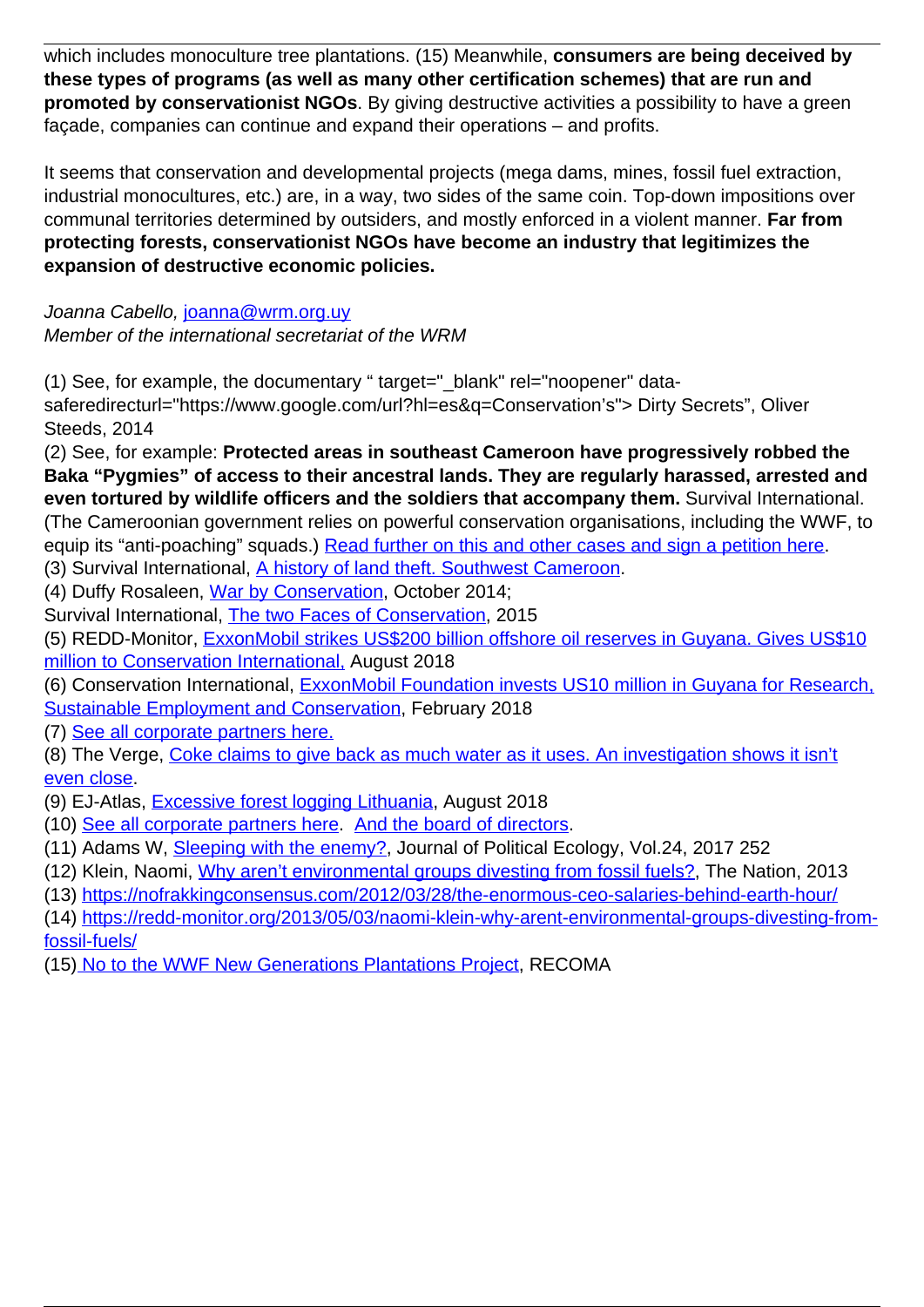which includes monoculture tree plantations. (15) Meanwhile, **consumers are being deceived by these types of programs (as well as many other certification schemes) that are run and promoted by conservationist NGOs**. By giving destructive activities a possibility to have a green façade, companies can continue and expand their operations – and profits.

It seems that conservation and developmental projects (mega dams, mines, fossil fuel extraction, industrial monocultures, etc.) are, in a way, two sides of the same coin. Top-down impositions over communal territories determined by outsiders, and mostly enforced in a violent manner. **Far from protecting forests, conservationist NGOs have become an industry that legitimizes the expansion of destructive economic policies.**

*Joanna Cabello,* joanna@wrm.org.uy
*Member of the international secretariat of the WRM*

(1) See, for example, the documentary " target="_blank" rel="noopener" data-saferedirecturl="https://www.google.com/url?hl=es&q=Conservation's"> Dirty Secrets", Oliver Steeds, 2014

(2) See, for example: **Protected areas in southeast Cameroon have progressively robbed the Baka "Pygmies" of access to their ancestral lands. They are regularly harassed, arrested and even tortured by wildlife officers and the soldiers that accompany them.** Survival International. (The Cameroonian government relies on powerful conservation organisations, including the WWF, to equip its "anti-poaching" squads.) Read further on this and other cases and sign a petition here.

(3) Survival International, A history of land theft. Southwest Cameroon.

(4) Duffy Rosaleen, War by Conservation, October 2014;
Survival International, The two Faces of Conservation, 2015

(5) REDD-Monitor, ExxonMobil strikes US$200 billion offshore oil reserves in Guyana. Gives US$10 million to Conservation International, August 2018

(6) Conservation International, ExxonMobil Foundation invests US10 million in Guyana for Research, Sustainable Employment and Conservation, February 2018

(7) See all corporate partners here.

(8) The Verge, Coke claims to give back as much water as it uses. An investigation shows it isn't even close.

(9) EJ-Atlas, Excessive forest logging Lithuania, August 2018

(10) See all corporate partners here. And the board of directors.

(11) Adams W, Sleeping with the enemy?, Journal of Political Ecology, Vol.24, 2017 252

(12) Klein, Naomi, Why aren't environmental groups divesting from fossil fuels?, The Nation, 2013

(13) https://nofrakkingconsensus.com/2012/03/28/the-enormous-ceo-salaries-behind-earth-hour/

(14) https://redd-monitor.org/2013/05/03/naomi-klein-why-arent-environmental-groups-divesting-from-fossil-fuels/

(15) No to the WWF New Generations Plantations Project, RECOMA